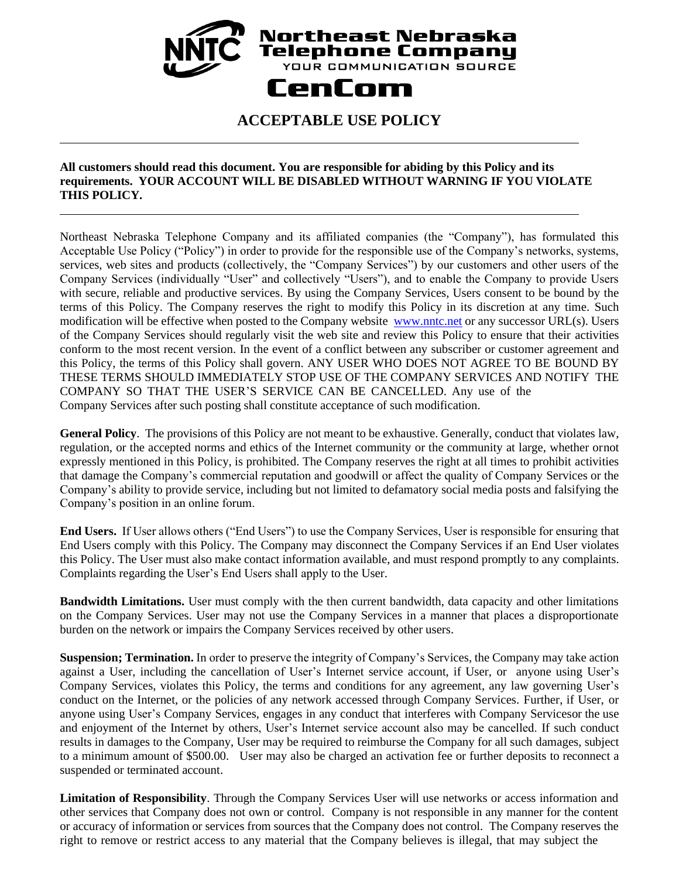**Northeast Nebraska Telephone Company**
YOUR COMMUNICATION SOURCE

**CenCom**

# ACCEPTABLE USE POLICY

---

**All customers should read this document. You are responsible for abiding by this Policy and its requirements. YOUR ACCOUNT WILL BE DISABLED WITHOUT WARNING IF YOU VIOLATE THIS POLICY.**

---

Northeast Nebraska Telephone Company and its affiliated companies (the "Company"), has formulated this Acceptable Use Policy ("Policy") in order to provide for the responsible use of the Company's networks, systems, services, web sites and products (collectively, the "Company Services") by our customers and other users of the Company Services (individually "User" and collectively "Users"), and to enable the Company to provide Users with secure, reliable and productive services. By using the Company Services, Users consent to be bound by the terms of this Policy. The Company reserves the right to modify this Policy in its discretion at any time. Such modification will be effective when posted to the Company website www.nntc.net or any successor URL(s). Users of the Company Services should regularly visit the web site and review this Policy to ensure that their activities conform to the most recent version. In the event of a conflict between any subscriber or customer agreement and this Policy, the terms of this Policy shall govern. ANY USER WHO DOES NOT AGREE TO BE BOUND BY THESE TERMS SHOULD IMMEDIATELY STOP USE OF THE COMPANY SERVICES AND NOTIFY THE COMPANY SO THAT THE USER'S SERVICE CAN BE CANCELLED. Any use of the Company Services after such posting shall constitute acceptance of such modification.

**General Policy**. The provisions of this Policy are not meant to be exhaustive. Generally, conduct that violates law, regulation, or the accepted norms and ethics of the Internet community or the community at large, whether ornot expressly mentioned in this Policy, is prohibited. The Company reserves the right at all times to prohibit activities that damage the Company's commercial reputation and goodwill or affect the quality of Company Services or the Company's ability to provide service, including but not limited to defamatory social media posts and falsifying the Company's position in an online forum.

**End Users.** If User allows others ("End Users") to use the Company Services, User is responsible for ensuring that End Users comply with this Policy. The Company may disconnect the Company Services if an End User violates this Policy. The User must also make contact information available, and must respond promptly to any complaints. Complaints regarding the User's End Users shall apply to the User.

**Bandwidth Limitations.** User must comply with the then current bandwidth, data capacity and other limitations on the Company Services. User may not use the Company Services in a manner that places a disproportionate burden on the network or impairs the Company Services received by other users.

**Suspension; Termination.** In order to preserve the integrity of Company's Services, the Company may take action against a User, including the cancellation of User's Internet service account, if User, or anyone using User's Company Services, violates this Policy, the terms and conditions for any agreement, any law governing User's conduct on the Internet, or the policies of any network accessed through Company Services. Further, if User, or anyone using User's Company Services, engages in any conduct that interferes with Company Servicesor the use and enjoyment of the Internet by others, User's Internet service account also may be cancelled. If such conduct results in damages to the Company, User may be required to reimburse the Company for all such damages, subject to a minimum amount of $500.00. User may also be charged an activation fee or further deposits to reconnect a suspended or terminated account.

**Limitation of Responsibility**. Through the Company Services User will use networks or access information and other services that Company does not own or control. Company is not responsible in any manner for the content or accuracy of information or services from sources that the Company does not control. The Company reserves the right to remove or restrict access to any material that the Company believes is illegal, that may subject the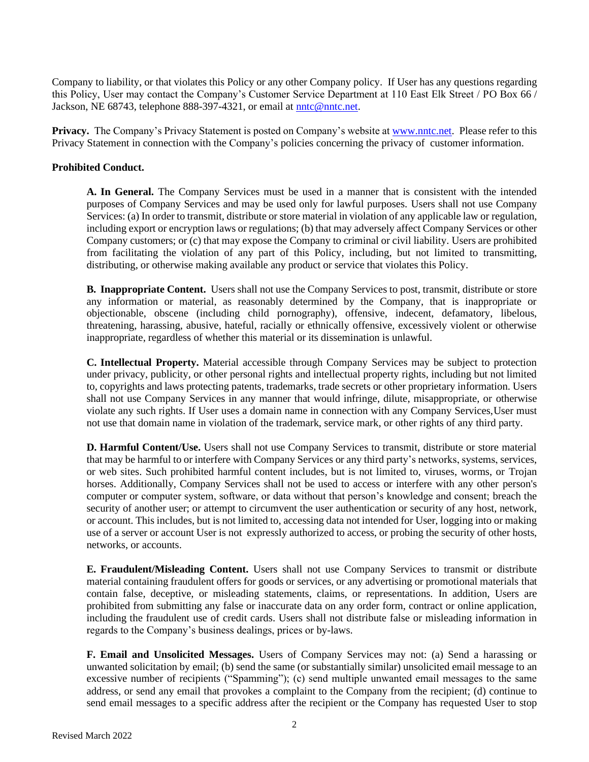Company to liability, or that violates this Policy or any other Company policy. If User has any questions regarding this Policy, User may contact the Company's Customer Service Department at 110 East Elk Street / PO Box 66 / Jackson, NE 68743, telephone 888-397-4321, or email at nntc@nntc.net.

**Privacy.** The Company's Privacy Statement is posted on Company's website at www.nntc.net. Please refer to this Privacy Statement in connection with the Company's policies concerning the privacy of customer information.

**Prohibited Conduct.**

**A. In General.** The Company Services must be used in a manner that is consistent with the intended purposes of Company Services and may be used only for lawful purposes. Users shall not use Company Services: (a) In order to transmit, distribute or store material in violation of any applicable law or regulation, including export or encryption laws or regulations; (b) that may adversely affect Company Services or other Company customers; or (c) that may expose the Company to criminal or civil liability. Users are prohibited from facilitating the violation of any part of this Policy, including, but not limited to transmitting, distributing, or otherwise making available any product or service that violates this Policy.

**B. Inappropriate Content.** Users shall not use the Company Services to post, transmit, distribute or store any information or material, as reasonably determined by the Company, that is inappropriate or objectionable, obscene (including child pornography), offensive, indecent, defamatory, libelous, threatening, harassing, abusive, hateful, racially or ethnically offensive, excessively violent or otherwise inappropriate, regardless of whether this material or its dissemination is unlawful.

**C. Intellectual Property.** Material accessible through Company Services may be subject to protection under privacy, publicity, or other personal rights and intellectual property rights, including but not limited to, copyrights and laws protecting patents, trademarks, trade secrets or other proprietary information. Users shall not use Company Services in any manner that would infringe, dilute, misappropriate, or otherwise violate any such rights. If User uses a domain name in connection with any Company Services,User must not use that domain name in violation of the trademark, service mark, or other rights of any third party.

**D. Harmful Content/Use.** Users shall not use Company Services to transmit, distribute or store material that may be harmful to or interfere with Company Services or any third party's networks, systems, services, or web sites. Such prohibited harmful content includes, but is not limited to, viruses, worms, or Trojan horses. Additionally, Company Services shall not be used to access or interfere with any other person's computer or computer system, software, or data without that person's knowledge and consent; breach the security of another user; or attempt to circumvent the user authentication or security of any host, network, or account. This includes, but is not limited to, accessing data not intended for User, logging into or making use of a server or account User is not expressly authorized to access, or probing the security of other hosts, networks, or accounts.

**E. Fraudulent/Misleading Content.** Users shall not use Company Services to transmit or distribute material containing fraudulent offers for goods or services, or any advertising or promotional materials that contain false, deceptive, or misleading statements, claims, or representations. In addition, Users are prohibited from submitting any false or inaccurate data on any order form, contract or online application, including the fraudulent use of credit cards. Users shall not distribute false or misleading information in regards to the Company's business dealings, prices or by-laws.

**F. Email and Unsolicited Messages.** Users of Company Services may not: (a) Send a harassing or unwanted solicitation by email; (b) send the same (or substantially similar) unsolicited email message to an excessive number of recipients ("Spamming"); (c) send multiple unwanted email messages to the same address, or send any email that provokes a complaint to the Company from the recipient; (d) continue to send email messages to a specific address after the recipient or the Company has requested User to stop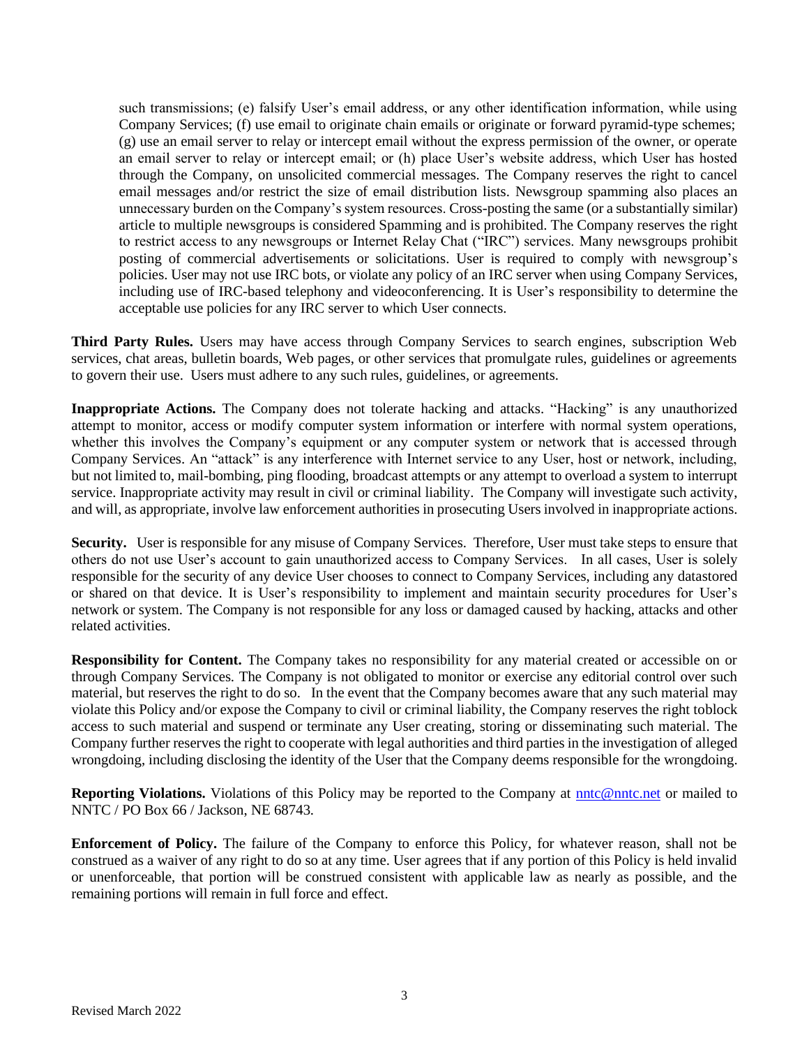such transmissions; (e) falsify User's email address, or any other identification information, while using Company Services; (f) use email to originate chain emails or originate or forward pyramid-type schemes; (g) use an email server to relay or intercept email without the express permission of the owner, or operate an email server to relay or intercept email; or (h) place User's website address, which User has hosted through the Company, on unsolicited commercial messages. The Company reserves the right to cancel email messages and/or restrict the size of email distribution lists. Newsgroup spamming also places an unnecessary burden on the Company's system resources. Cross-posting the same (or a substantially similar) article to multiple newsgroups is considered Spamming and is prohibited. The Company reserves the right to restrict access to any newsgroups or Internet Relay Chat ("IRC") services. Many newsgroups prohibit posting of commercial advertisements or solicitations. User is required to comply with newsgroup's policies. User may not use IRC bots, or violate any policy of an IRC server when using Company Services, including use of IRC-based telephony and videoconferencing. It is User's responsibility to determine the acceptable use policies for any IRC server to which User connects.

**Third Party Rules.** Users may have access through Company Services to search engines, subscription Web services, chat areas, bulletin boards, Web pages, or other services that promulgate rules, guidelines or agreements to govern their use. Users must adhere to any such rules, guidelines, or agreements.

**Inappropriate Actions.** The Company does not tolerate hacking and attacks. "Hacking" is any unauthorized attempt to monitor, access or modify computer system information or interfere with normal system operations, whether this involves the Company's equipment or any computer system or network that is accessed through Company Services. An "attack" is any interference with Internet service to any User, host or network, including, but not limited to, mail-bombing, ping flooding, broadcast attempts or any attempt to overload a system to interrupt service. Inappropriate activity may result in civil or criminal liability. The Company will investigate such activity, and will, as appropriate, involve law enforcement authorities in prosecuting Users involved in inappropriate actions.

**Security.** User is responsible for any misuse of Company Services. Therefore, User must take steps to ensure that others do not use User's account to gain unauthorized access to Company Services. In all cases, User is solely responsible for the security of any device User chooses to connect to Company Services, including any datastored or shared on that device. It is User's responsibility to implement and maintain security procedures for User's network or system. The Company is not responsible for any loss or damaged caused by hacking, attacks and other related activities.

**Responsibility for Content.** The Company takes no responsibility for any material created or accessible on or through Company Services. The Company is not obligated to monitor or exercise any editorial control over such material, but reserves the right to do so. In the event that the Company becomes aware that any such material may violate this Policy and/or expose the Company to civil or criminal liability, the Company reserves the right toblock access to such material and suspend or terminate any User creating, storing or disseminating such material. The Company further reserves the right to cooperate with legal authorities and third parties in the investigation of alleged wrongdoing, including disclosing the identity of the User that the Company deems responsible for the wrongdoing.

**Reporting Violations.** Violations of this Policy may be reported to the Company at nntc@nntc.net or mailed to NNTC / PO Box 66 / Jackson, NE 68743.

**Enforcement of Policy.** The failure of the Company to enforce this Policy, for whatever reason, shall not be construed as a waiver of any right to do so at any time. User agrees that if any portion of this Policy is held invalid or unenforceable, that portion will be construed consistent with applicable law as nearly as possible, and the remaining portions will remain in full force and effect.

Revised March 2022